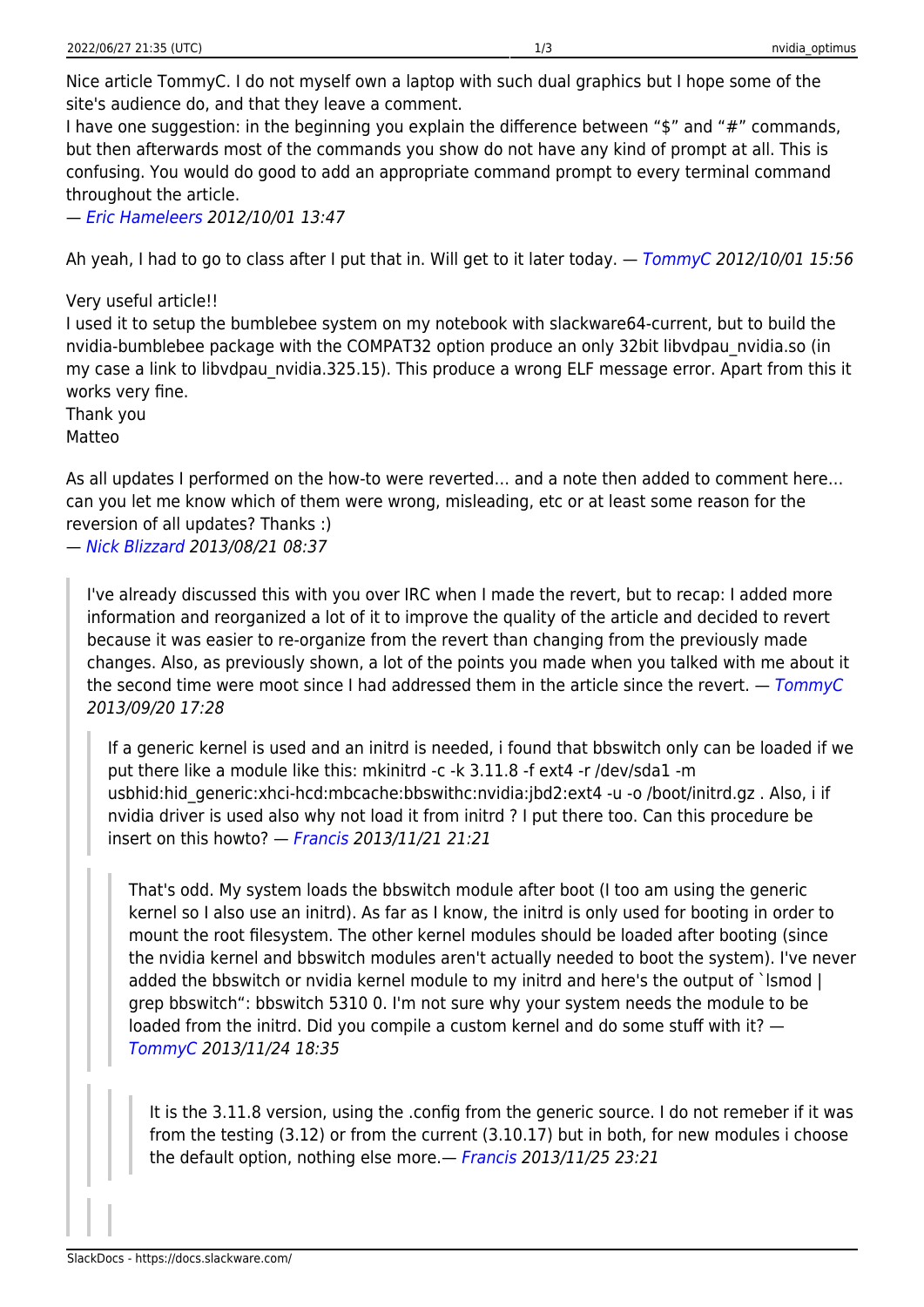Nice article TommyC. I do not myself own a laptop with such dual graphics but I hope some of the site's audience do, and that they leave a comment.
I have one suggestion: in the beginning you explain the difference between "$" and "#" commands, but then afterwards most of the commands you show do not have any kind of prompt at all. This is confusing. You would do good to add an appropriate command prompt to every terminal command throughout the article.
— *Eric Hameleers 2012/10/01 13:47*

Ah yeah, I had to go to class after I put that in. Will get to it later today. — *TommyC 2012/10/01 15:56*

Very useful article!!
I used it to setup the bumblebee system on my notebook with slackware64-current, but to build the nvidia-bumblebee package with the COMPAT32 option produce an only 32bit libvdpau_nvidia.so (in my case a link to libvdpau_nvidia.325.15). This produce a wrong ELF message error. Apart from this it works very fine.
Thank you
Matteo

As all updates I performed on the how-to were reverted… and a note then added to comment here… can you let me know which of them were wrong, misleading, etc or at least some reason for the reversion of all updates? Thanks :)
— *Nick Blizzard 2013/08/21 08:37*

> I've already discussed this with you over IRC when I made the revert, but to recap: I added more information and reorganized a lot of it to improve the quality of the article and decided to revert because it was easier to re-organize from the revert than changing from the previously made changes. Also, as previously shown, a lot of the points you made when you talked with me about it the second time were moot since I had addressed them in the article since the revert. — *TommyC 2013/09/20 17:28*
>
>> If a generic kernel is used and an initrd is needed, i found that bbswitch only can be loaded if we put there like a module like this: mkinitrd -c -k 3.11.8 -f ext4 -r /dev/sda1 -m usbhid:hid_generic:xhci-hcd:mbcache:bbswithc:nvidia:jbd2:ext4 -u -o /boot/initrd.gz . Also, i if nvidia driver is used also why not load it from initrd ? I put there too. Can this procedure be insert on this howto? — *Francis 2013/11/21 21:21*
>>
>>> That's odd. My system loads the bbswitch module after boot (I too am using the generic kernel so I also use an initrd). As far as I know, the initrd is only used for booting in order to mount the root filesystem. The other kernel modules should be loaded after booting (since the nvidia kernel and bbswitch modules aren't actually needed to boot the system). I've never added the bbswitch or nvidia kernel module to my initrd and here's the output of `lsmod | grep bbswitch": bbswitch 5310 0. I'm not sure why your system needs the module to be loaded from the initrd. Did you compile a custom kernel and do some stuff with it? — *TommyC 2013/11/24 18:35*
>>>
>>>> It is the 3.11.8 version, using the .config from the generic source. I do not remeber if it was from the testing (3.12) or from the current (3.10.17) but in both, for new modules i choose the default option, nothing else more.— *Francis 2013/11/25 23:21*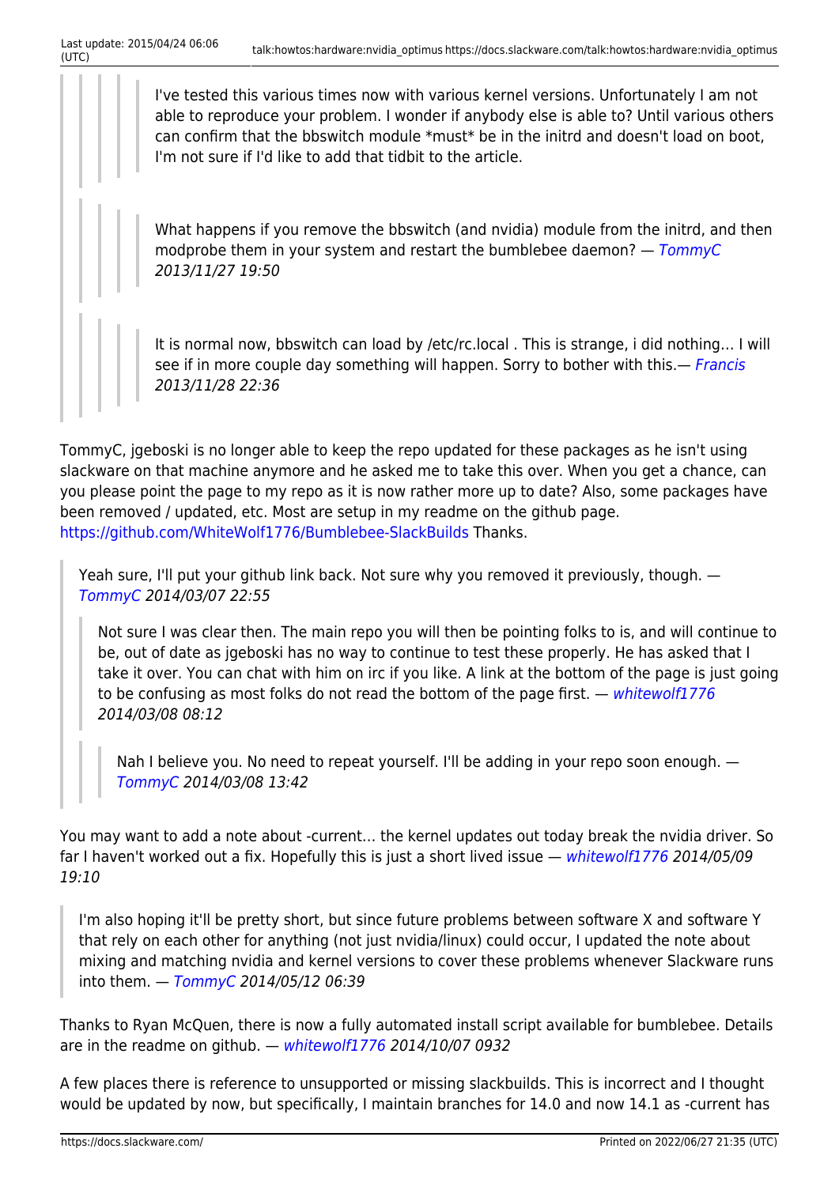> > > > I've tested this various times now with various kernel versions. Unfortunately I am not able to reproduce your problem. I wonder if anybody else is able to? Until various others can confirm that the bbswitch module *must* be in the initrd and doesn't load on boot, I'm not sure if I'd like to add that tidbit to the article.
> > >
> > > > What happens if you remove the bbswitch (and nvidia) module from the initrd, and then modprobe them in your system and restart the bumblebee daemon? — *TommyC 2013/11/27 19:50*
> > >
> > > > It is normal now, bbswitch can load by /etc/rc.local . This is strange, i did nothing… I will see if in more couple day something will happen. Sorry to bother with this.— *Francis 2013/11/28 22:36*

TommyC, jgeboski is no longer able to keep the repo updated for these packages as he isn't using slackware on that machine anymore and he asked me to take this over. When you get a chance, can you please point the page to my repo as it is now rather more up to date? Also, some packages have been removed / updated, etc. Most are setup in my readme on the github page. https://github.com/WhiteWolf1776/Bumblebee-SlackBuilds Thanks.

> Yeah sure, I'll put your github link back. Not sure why you removed it previously, though. — *TommyC 2014/03/07 22:55*
>
> > Not sure I was clear then. The main repo you will then be pointing folks to is, and will continue to be, out of date as jgeboski has no way to continue to test these properly. He has asked that I take it over. You can chat with him on irc if you like. A link at the bottom of the page is just going to be confusing as most folks do not read the bottom of the page first. — *whitewolf1776 2014/03/08 08:12*
> >
> > > Nah I believe you. No need to repeat yourself. I'll be adding in your repo soon enough. — *TommyC 2014/03/08 13:42*

You may want to add a note about -current… the kernel updates out today break the nvidia driver. So far I haven't worked out a fix. Hopefully this is just a short lived issue — *whitewolf1776 2014/05/09 19:10*

> I'm also hoping it'll be pretty short, but since future problems between software X and software Y that rely on each other for anything (not just nvidia/linux) could occur, I updated the note about mixing and matching nvidia and kernel versions to cover these problems whenever Slackware runs into them. — *TommyC 2014/05/12 06:39*

Thanks to Ryan McQuen, there is now a fully automated install script available for bumblebee. Details are in the readme on github. — *whitewolf1776 2014/10/07 0932*

A few places there is reference to unsupported or missing slackbuilds. This is incorrect and I thought would be updated by now, but specifically, I maintain branches for 14.0 and now 14.1 as -current has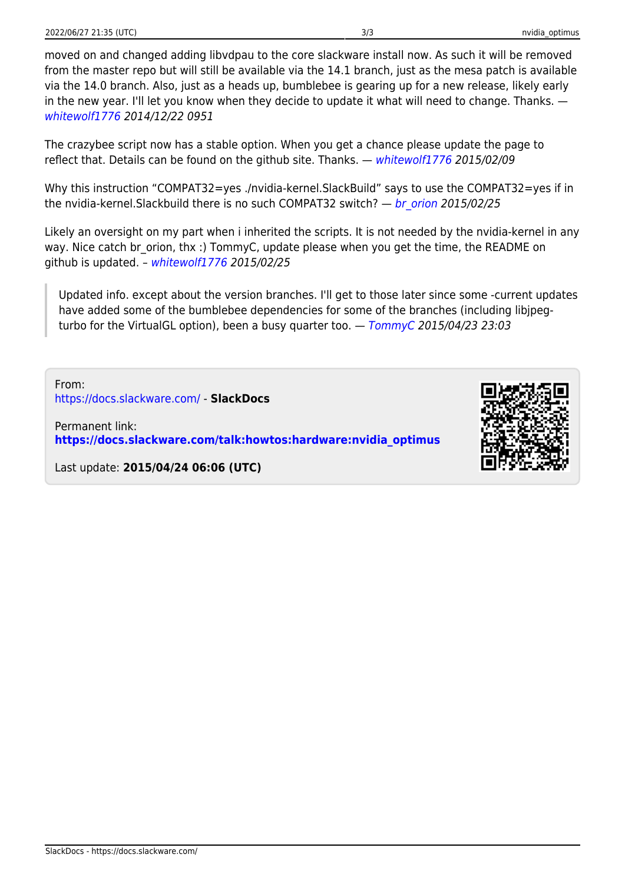moved on and changed adding libvdpau to the core slackware install now. As such it will be removed from the master repo but will still be available via the 14.1 branch, just as the mesa patch is available via the 14.0 branch. Also, just as a heads up, bumblebee is gearing up for a new release, likely early in the new year. I'll let you know when they decide to update it what will need to change. Thanks. — *whitewolf1776 2014/12/22 0951*

The crazybee script now has a stable option. When you get a chance please update the page to reflect that. Details can be found on the github site. Thanks. — *whitewolf1776 2015/02/09*

Why this instruction “COMPAT32=yes ./nvidia-kernel.SlackBuild” says to use the COMPAT32=yes if in the nvidia-kernel.Slackbuild there is no such COMPAT32 switch? — *br_orion 2015/02/25*

Likely an oversight on my part when i inherited the scripts. It is not needed by the nvidia-kernel in any way. Nice catch br_orion, thx :) TommyC, update please when you get the time, the README on github is updated. – *whitewolf1776 2015/02/25*

> Updated info. except about the version branches. I'll get to those later since some -current updates have added some of the bumblebee dependencies for some of the branches (including libjpeg-turbo for the VirtualGL option), been a busy quarter too. — *TommyC 2015/04/23 23:03*

From:
https://docs.slackware.com/ - **SlackDocs**

Permanent link:
**https://docs.slackware.com/talk:howtos:hardware:nvidia_optimus**

Last update: **2015/04/24 06:06 (UTC)**